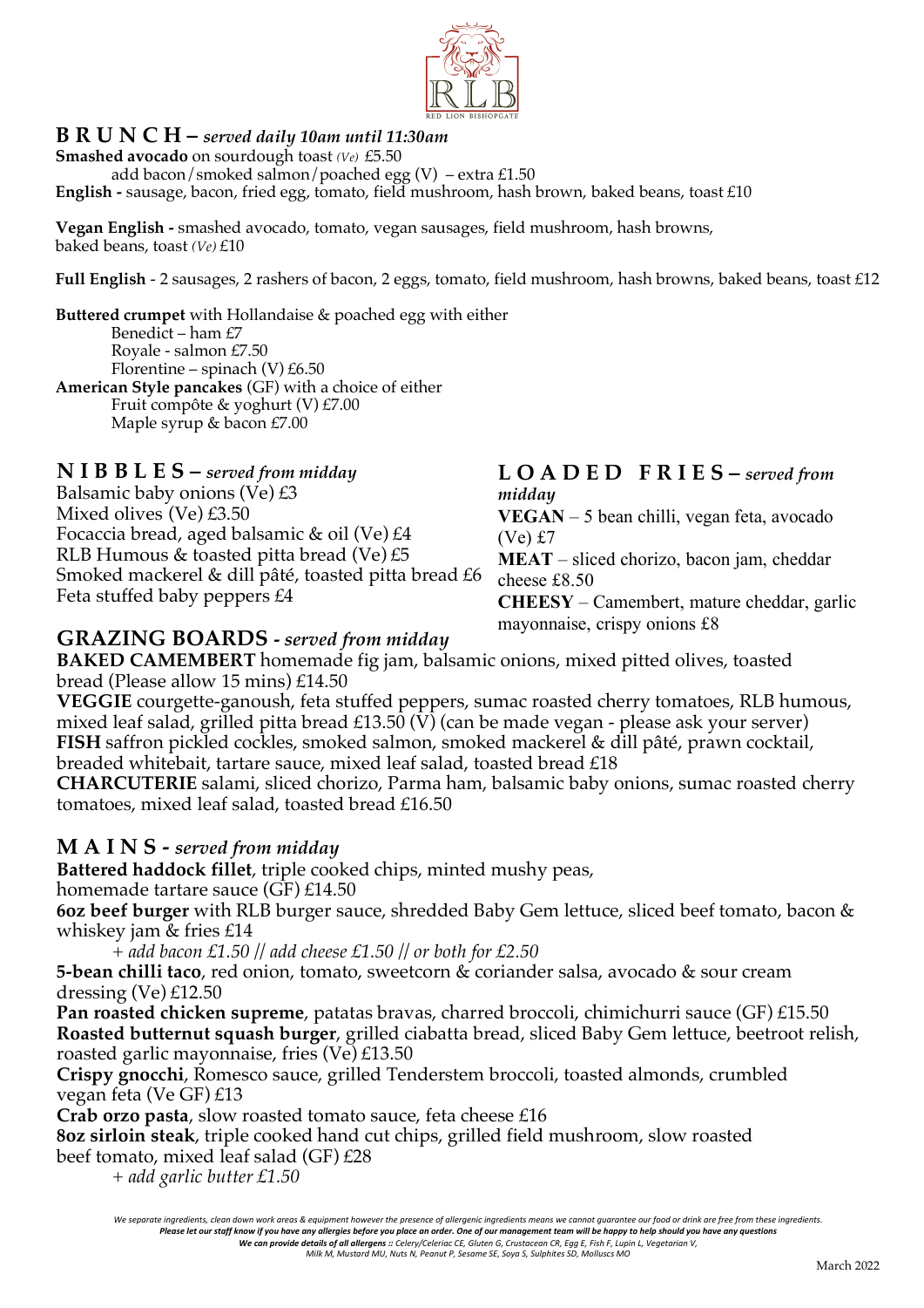RED LION BISHOPGATE

## B R U N C H – *served daily 10am until 11:30am*

**Smashed avocado** on sourdough toast *(Ve)* £5.50
add bacon/smoked salmon/poached egg (V) – extra £1.50

**English -** sausage, bacon, fried egg, tomato, field mushroom, hash brown, baked beans, toast £10

**Vegan English -** smashed avocado, tomato, vegan sausages, field mushroom, hash browns, baked beans, toast *(Ve)* £10

**Full English** - 2 sausages, 2 rashers of bacon, 2 eggs, tomato, field mushroom, hash browns, baked beans, toast £12

**Buttered crumpet** with Hollandaise & poached egg with either
Benedict – ham £7
Royale - salmon £7.50
Florentine – spinach (V) £6.50

**American Style pancakes** (GF) with a choice of either
Fruit compôte & yoghurt (V) £7.00
Maple syrup & bacon £7.00

## N I B B L E S – *served from midday*

Balsamic baby onions (Ve) £3
Mixed olives (Ve) £3.50
Focaccia bread, aged balsamic & oil (Ve) £4
RLB Humous & toasted pitta bread (Ve) £5
Smoked mackerel & dill pâté, toasted pitta bread £6
Feta stuffed baby peppers £4

## L O A D E D F R I E S – *served from midday*

**VEGAN** – 5 bean chilli, vegan feta, avocado (Ve) £7
**MEAT** – sliced chorizo, bacon jam, cheddar cheese £8.50
**CHEESY** – Camembert, mature cheddar, garlic mayonnaise, crispy onions £8

## GRAZING BOARDS *- served from midday*

**BAKED CAMEMBERT** homemade fig jam, balsamic onions, mixed pitted olives, toasted bread (Please allow 15 mins) £14.50
**VEGGIE** courgette-ganoush, feta stuffed peppers, sumac roasted cherry tomatoes, RLB humous, mixed leaf salad, grilled pitta bread £13.50 (V) (can be made vegan - please ask your server)
**FISH** saffron pickled cockles, smoked salmon, smoked mackerel & dill pâté, prawn cocktail, breaded whitebait, tartare sauce, mixed leaf salad, toasted bread £18
**CHARCUTERIE** salami, sliced chorizo, Parma ham, balsamic baby onions, sumac roasted cherry tomatoes, mixed leaf salad, toasted bread £16.50

## M A I N S *- served from midday*

**Battered haddock fillet**, triple cooked chips, minted mushy peas, homemade tartare sauce (GF) £14.50
**6oz beef burger** with RLB burger sauce, shredded Baby Gem lettuce, sliced beef tomato, bacon & whiskey jam & fries £14
*+ add bacon £1.50 // add cheese £1.50 // or both for £2.50*
**5-bean chilli taco**, red onion, tomato, sweetcorn & coriander salsa, avocado & sour cream dressing (Ve) £12.50
**Pan roasted chicken supreme**, patatas bravas, charred broccoli, chimichurri sauce (GF) £15.50
**Roasted butternut squash burger**, grilled ciabatta bread, sliced Baby Gem lettuce, beetroot relish, roasted garlic mayonnaise, fries (Ve) £13.50
**Crispy gnocchi**, Romesco sauce, grilled Tenderstem broccoli, toasted almonds, crumbled vegan feta (Ve GF) £13
**Crab orzo pasta**, slow roasted tomato sauce, feta cheese £16
**8oz sirloin steak**, triple cooked hand cut chips, grilled field mushroom, slow roasted beef tomato, mixed leaf salad (GF) £28
*+ add garlic butter £1.50*

*We separate ingredients, clean down work areas & equipment however the presence of allergenic ingredients means we cannot guarantee our food or drink are free from these ingredients.*
***Please let our staff know if you have any allergies before you place an order. One of our management team will be happy to help should you have any questions***
***We can provide details of all allergens** :: Celery/Celeriac CE, Gluten G, Crustacean CR, Egg E, Fish F, Lupin L, Vegetarian V, Milk M, Mustard MU, Nuts N, Peanut P, Sesame SE, Soya S, Sulphites SD, Molluscs MO*

March 2022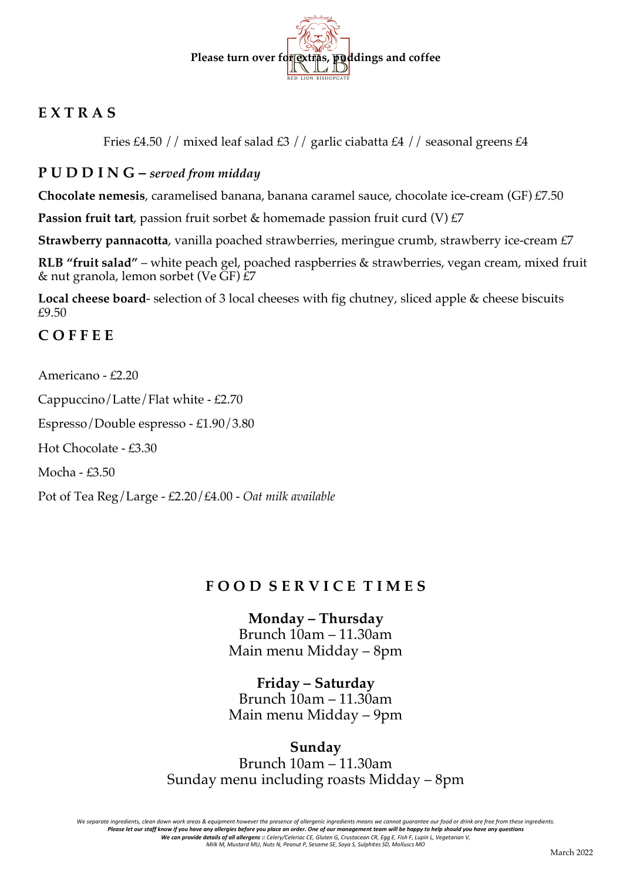**Please turn over for extras, puddings and coffee**

## E X T R A S

Fries £4.50 // mixed leaf salad £3 // garlic ciabatta £4 // seasonal greens £4

## P U D D I N G – *served from midday*

**Chocolate nemesis**, caramelised banana, banana caramel sauce, chocolate ice-cream (GF) £7.50

**Passion fruit tart**, passion fruit sorbet & homemade passion fruit curd (V) £7

**Strawberry pannacotta**, vanilla poached strawberries, meringue crumb, strawberry ice-cream £7

**RLB "fruit salad"** – white peach gel, poached raspberries & strawberries, vegan cream, mixed fruit & nut granola, lemon sorbet (Ve GF) £7

**Local cheese board**- selection of 3 local cheeses with fig chutney, sliced apple & cheese biscuits £9.50

## C O F F E E

Americano - £2.20

Cappuccino/Latte/Flat white - £2.70

Espresso/Double espresso - £1.90/3.80

Hot Chocolate - £3.30

Mocha - £3.50

Pot of Tea Reg/Large - £2.20/£4.00 - *Oat milk available*

## F O O D S E R V I C E T I M E S

**Monday – Thursday**
Brunch 10am – 11.30am
Main menu Midday – 8pm

**Friday – Saturday**
Brunch 10am – 11.30am
Main menu Midday – 9pm

**Sunday**
Brunch 10am – 11.30am
Sunday menu including roasts Midday – 8pm

*We separate ingredients, clean down work areas & equipment however the presence of allergenic ingredients means we cannot guarantee our food or drink are free from these ingredients.*
***Please let our staff know if you have any allergies before you place an order. One of our management team will be happy to help should you have any questions***
***We can provide details of all allergens ::** Celery/Celeriac CE, Gluten G, Crustacean CR, Egg E, Fish F, Lupin L, Vegetarian V, Milk M, Mustard MU, Nuts N, Peanut P, Sesame SE, Soya S, Sulphites SD, Molluscs MO*

March 2022